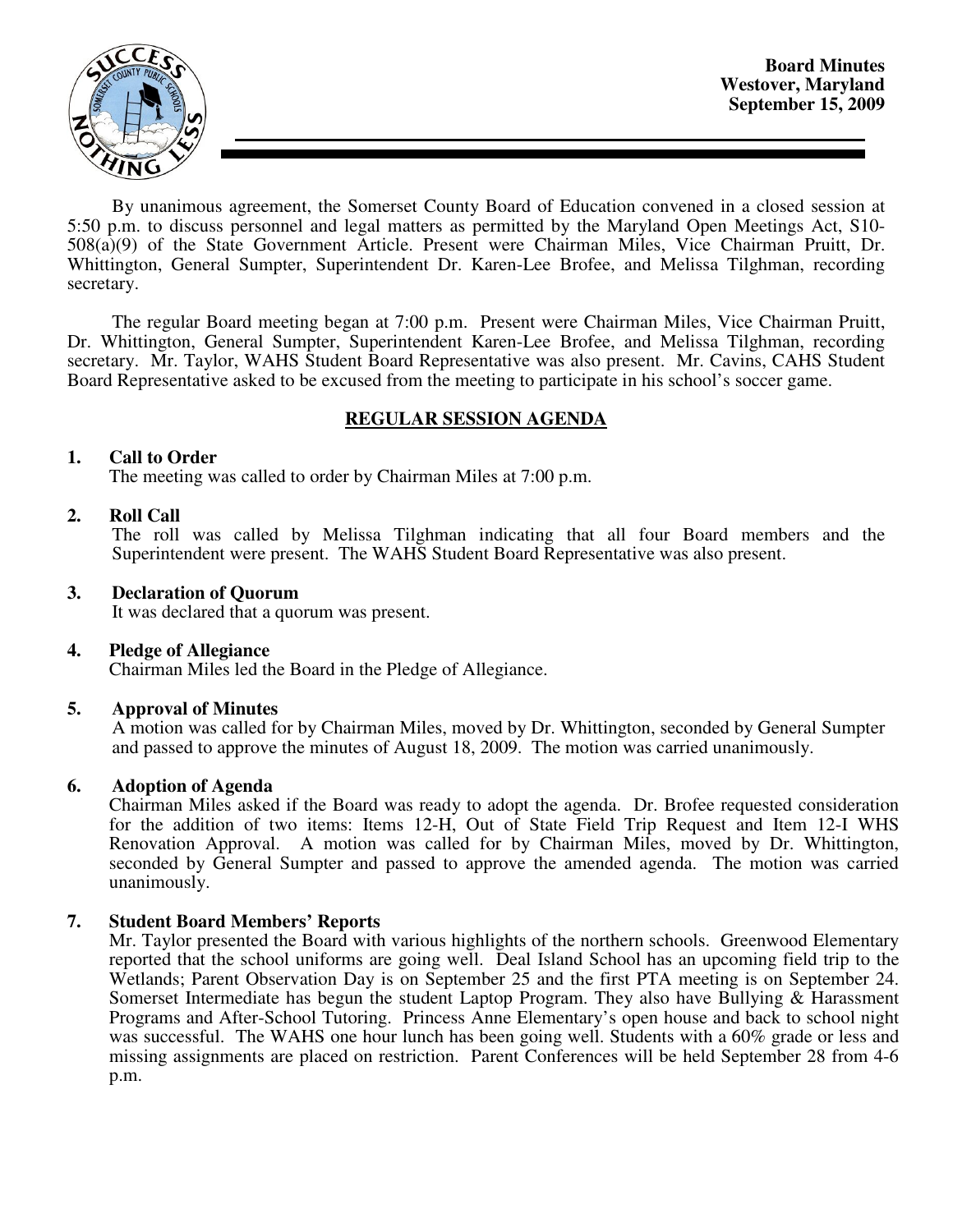**Board Minutes**
**Westover, Maryland**
**September 15, 2009**

By unanimous agreement, the Somerset County Board of Education convened in a closed session at 5:50 p.m. to discuss personnel and legal matters as permitted by the Maryland Open Meetings Act, S10-508(a)(9) of the State Government Article. Present were Chairman Miles, Vice Chairman Pruitt, Dr. Whittington, General Sumpter, Superintendent Dr. Karen-Lee Brofee, and Melissa Tilghman, recording secretary.

The regular Board meeting began at 7:00 p.m. Present were Chairman Miles, Vice Chairman Pruitt, Dr. Whittington, General Sumpter, Superintendent Karen-Lee Brofee, and Melissa Tilghman, recording secretary. Mr. Taylor, WAHS Student Board Representative was also present. Mr. Cavins, CAHS Student Board Representative asked to be excused from the meeting to participate in his school's soccer game.

## REGULAR SESSION AGENDA

**1. Call to Order**
The meeting was called to order by Chairman Miles at 7:00 p.m.

**2. Roll Call**
The roll was called by Melissa Tilghman indicating that all four Board members and the Superintendent were present. The WAHS Student Board Representative was also present.

**3. Declaration of Quorum**
It was declared that a quorum was present.

**4. Pledge of Allegiance**
Chairman Miles led the Board in the Pledge of Allegiance.

**5. Approval of Minutes**
A motion was called for by Chairman Miles, moved by Dr. Whittington, seconded by General Sumpter and passed to approve the minutes of August 18, 2009. The motion was carried unanimously.

**6. Adoption of Agenda**
Chairman Miles asked if the Board was ready to adopt the agenda. Dr. Brofee requested consideration for the addition of two items: Items 12-H, Out of State Field Trip Request and Item 12-I WHS Renovation Approval. A motion was called for by Chairman Miles, moved by Dr. Whittington, seconded by General Sumpter and passed to approve the amended agenda. The motion was carried unanimously.

**7. Student Board Members' Reports**
Mr. Taylor presented the Board with various highlights of the northern schools. Greenwood Elementary reported that the school uniforms are going well. Deal Island School has an upcoming field trip to the Wetlands; Parent Observation Day is on September 25 and the first PTA meeting is on September 24. Somerset Intermediate has begun the student Laptop Program. They also have Bullying & Harassment Programs and After-School Tutoring. Princess Anne Elementary's open house and back to school night was successful. The WAHS one hour lunch has been going well. Students with a 60% grade or less and missing assignments are placed on restriction. Parent Conferences will be held September 28 from 4-6 p.m.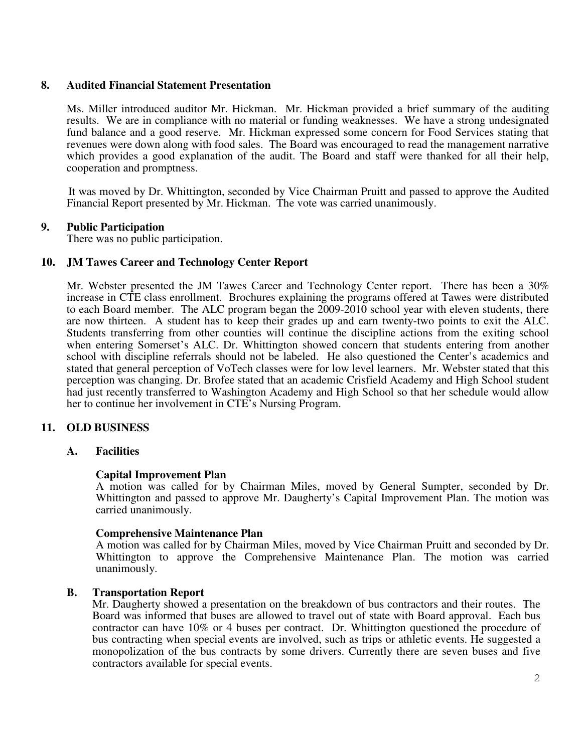## 8. Audited Financial Statement Presentation

Ms. Miller introduced auditor Mr. Hickman. Mr. Hickman provided a brief summary of the auditing results. We are in compliance with no material or funding weaknesses. We have a strong undesignated fund balance and a good reserve. Mr. Hickman expressed some concern for Food Services stating that revenues were down along with food sales. The Board was encouraged to read the management narrative which provides a good explanation of the audit. The Board and staff were thanked for all their help, cooperation and promptness.

It was moved by Dr. Whittington, seconded by Vice Chairman Pruitt and passed to approve the Audited Financial Report presented by Mr. Hickman. The vote was carried unanimously.

## 9. Public Participation

There was no public participation.

## 10. JM Tawes Career and Technology Center Report

Mr. Webster presented the JM Tawes Career and Technology Center report. There has been a 30% increase in CTE class enrollment. Brochures explaining the programs offered at Tawes were distributed to each Board member. The ALC program began the 2009-2010 school year with eleven students, there are now thirteen. A student has to keep their grades up and earn twenty-two points to exit the ALC. Students transferring from other counties will continue the discipline actions from the exiting school when entering Somerset's ALC. Dr. Whittington showed concern that students entering from another school with discipline referrals should not be labeled. He also questioned the Center's academics and stated that general perception of VoTech classes were for low level learners. Mr. Webster stated that this perception was changing. Dr. Brofee stated that an academic Crisfield Academy and High School student had just recently transferred to Washington Academy and High School so that her schedule would allow her to continue her involvement in CTE's Nursing Program.

## 11. OLD BUSINESS

### A. Facilities

**Capital Improvement Plan**

A motion was called for by Chairman Miles, moved by General Sumpter, seconded by Dr. Whittington and passed to approve Mr. Daugherty's Capital Improvement Plan. The motion was carried unanimously.

**Comprehensive Maintenance Plan**

A motion was called for by Chairman Miles, moved by Vice Chairman Pruitt and seconded by Dr. Whittington to approve the Comprehensive Maintenance Plan. The motion was carried unanimously.

### B. Transportation Report

Mr. Daugherty showed a presentation on the breakdown of bus contractors and their routes. The Board was informed that buses are allowed to travel out of state with Board approval. Each bus contractor can have 10% or 4 buses per contract. Dr. Whittington questioned the procedure of bus contracting when special events are involved, such as trips or athletic events. He suggested a monopolization of the bus contracts by some drivers. Currently there are seven buses and five contractors available for special events.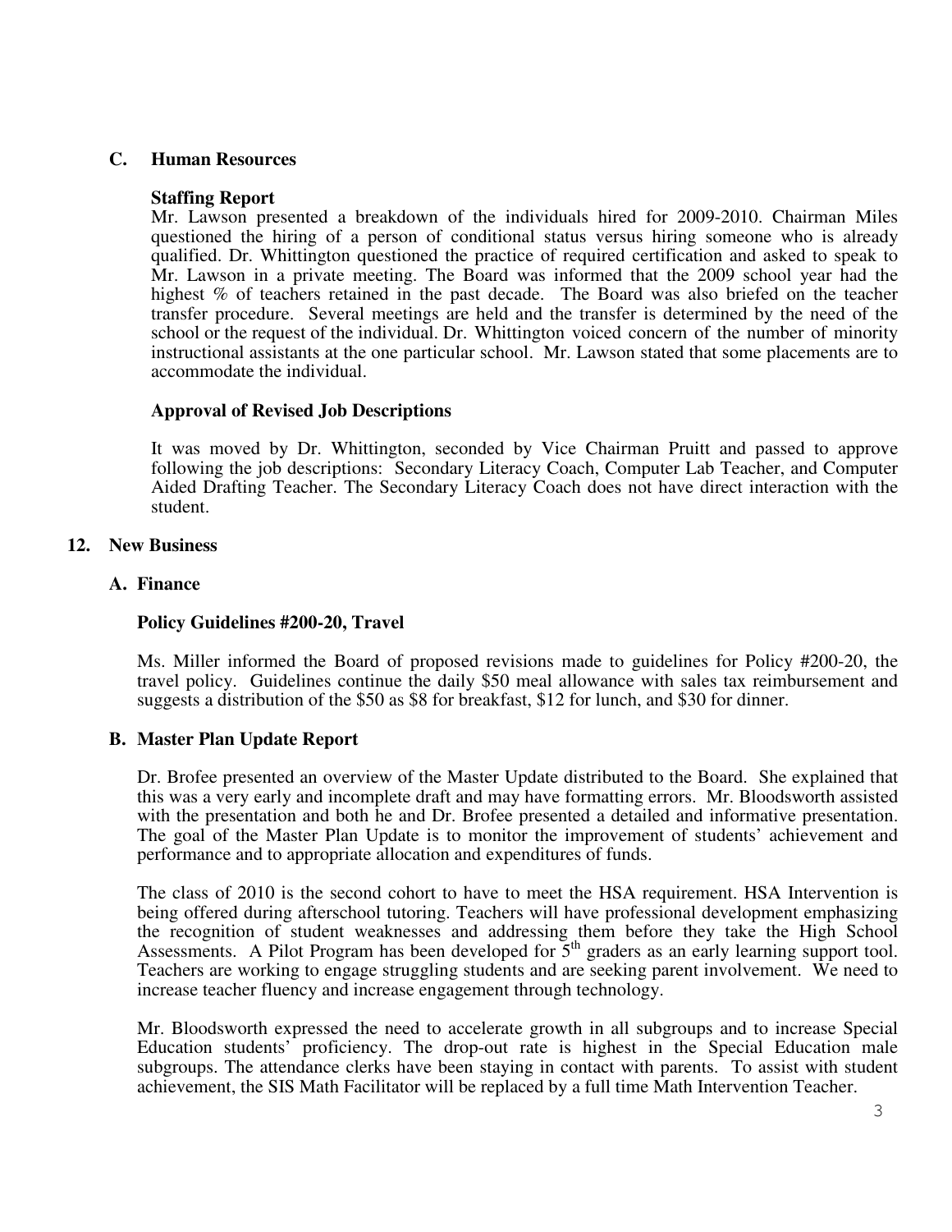### C. Human Resources

**Staffing Report**

Mr. Lawson presented a breakdown of the individuals hired for 2009-2010. Chairman Miles questioned the hiring of a person of conditional status versus hiring someone who is already qualified. Dr. Whittington questioned the practice of required certification and asked to speak to Mr. Lawson in a private meeting. The Board was informed that the 2009 school year had the highest % of teachers retained in the past decade. The Board was also briefed on the teacher transfer procedure. Several meetings are held and the transfer is determined by the need of the school or the request of the individual. Dr. Whittington voiced concern of the number of minority instructional assistants at the one particular school. Mr. Lawson stated that some placements are to accommodate the individual.

**Approval of Revised Job Descriptions**

It was moved by Dr. Whittington, seconded by Vice Chairman Pruitt and passed to approve following the job descriptions: Secondary Literacy Coach, Computer Lab Teacher, and Computer Aided Drafting Teacher. The Secondary Literacy Coach does not have direct interaction with the student.

## 12. New Business

### A. Finance

**Policy Guidelines #200-20, Travel**

Ms. Miller informed the Board of proposed revisions made to guidelines for Policy #200-20, the travel policy. Guidelines continue the daily $50 meal allowance with sales tax reimbursement and suggests a distribution of the $50 as $8 for breakfast, $12 for lunch, and $30 for dinner.

### B. Master Plan Update Report

Dr. Brofee presented an overview of the Master Update distributed to the Board. She explained that this was a very early and incomplete draft and may have formatting errors. Mr. Bloodsworth assisted with the presentation and both he and Dr. Brofee presented a detailed and informative presentation. The goal of the Master Plan Update is to monitor the improvement of students' achievement and performance and to appropriate allocation and expenditures of funds.

The class of 2010 is the second cohort to have to meet the HSA requirement. HSA Intervention is being offered during afterschool tutoring. Teachers will have professional development emphasizing the recognition of student weaknesses and addressing them before they take the High School Assessments. A Pilot Program has been developed for 5th graders as an early learning support tool. Teachers are working to engage struggling students and are seeking parent involvement. We need to increase teacher fluency and increase engagement through technology.

Mr. Bloodsworth expressed the need to accelerate growth in all subgroups and to increase Special Education students' proficiency. The drop-out rate is highest in the Special Education male subgroups. The attendance clerks have been staying in contact with parents. To assist with student achievement, the SIS Math Facilitator will be replaced by a full time Math Intervention Teacher.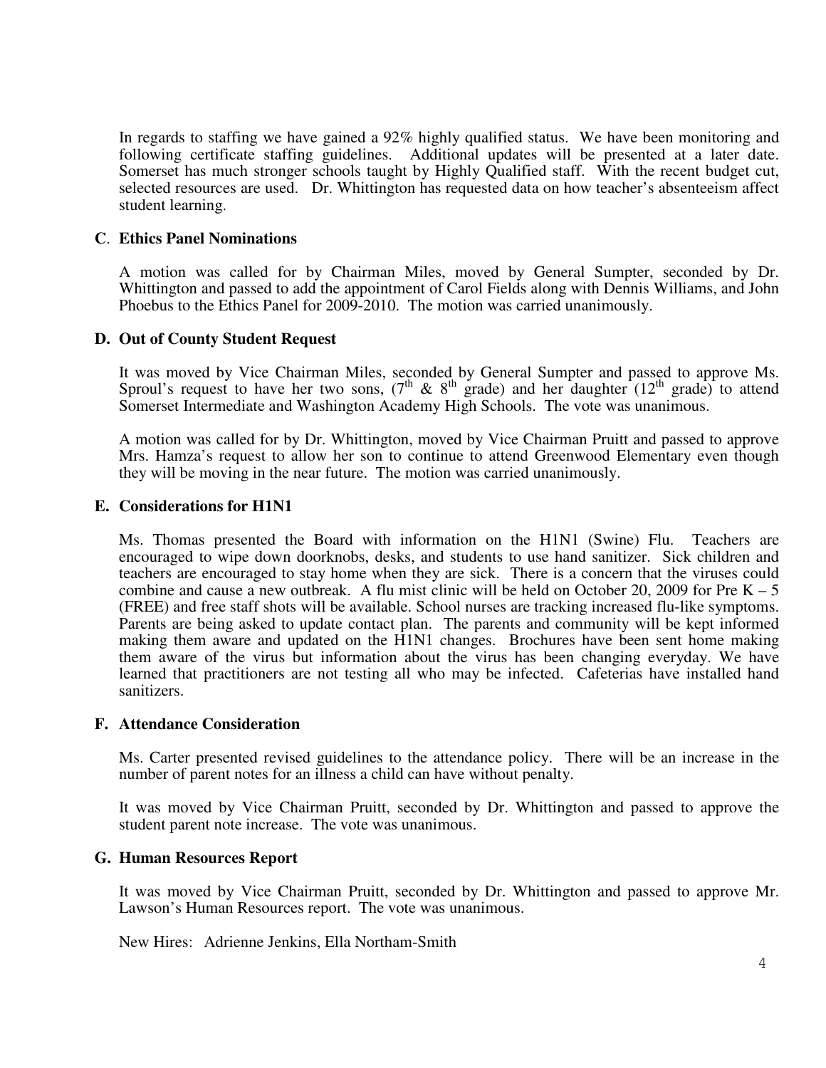In regards to staffing we have gained a 92% highly qualified status. We have been monitoring and following certificate staffing guidelines. Additional updates will be presented at a later date. Somerset has much stronger schools taught by Highly Qualified staff. With the recent budget cut, selected resources are used. Dr. Whittington has requested data on how teacher's absenteeism affect student learning.

**C. Ethics Panel Nominations**

A motion was called for by Chairman Miles, moved by General Sumpter, seconded by Dr. Whittington and passed to add the appointment of Carol Fields along with Dennis Williams, and John Phoebus to the Ethics Panel for 2009-2010. The motion was carried unanimously.

**D. Out of County Student Request**

It was moved by Vice Chairman Miles, seconded by General Sumpter and passed to approve Ms. Sproul's request to have her two sons, ($7^{th}$ & $8^{th}$ grade) and her daughter ($12^{th}$ grade) to attend Somerset Intermediate and Washington Academy High Schools. The vote was unanimous.

A motion was called for by Dr. Whittington, moved by Vice Chairman Pruitt and passed to approve Mrs. Hamza's request to allow her son to continue to attend Greenwood Elementary even though they will be moving in the near future. The motion was carried unanimously.

**E. Considerations for H1N1**

Ms. Thomas presented the Board with information on the H1N1 (Swine) Flu. Teachers are encouraged to wipe down doorknobs, desks, and students to use hand sanitizer. Sick children and teachers are encouraged to stay home when they are sick. There is a concern that the viruses could combine and cause a new outbreak. A flu mist clinic will be held on October 20, 2009 for Pre K – 5 (FREE) and free staff shots will be available. School nurses are tracking increased flu-like symptoms. Parents are being asked to update contact plan. The parents and community will be kept informed making them aware and updated on the H1N1 changes. Brochures have been sent home making them aware of the virus but information about the virus has been changing everyday. We have learned that practitioners are not testing all who may be infected. Cafeterias have installed hand sanitizers.

**F. Attendance Consideration**

Ms. Carter presented revised guidelines to the attendance policy. There will be an increase in the number of parent notes for an illness a child can have without penalty.

It was moved by Vice Chairman Pruitt, seconded by Dr. Whittington and passed to approve the student parent note increase. The vote was unanimous.

**G. Human Resources Report**

It was moved by Vice Chairman Pruitt, seconded by Dr. Whittington and passed to approve Mr. Lawson's Human Resources report. The vote was unanimous.

New Hires: Adrienne Jenkins, Ella Northam-Smith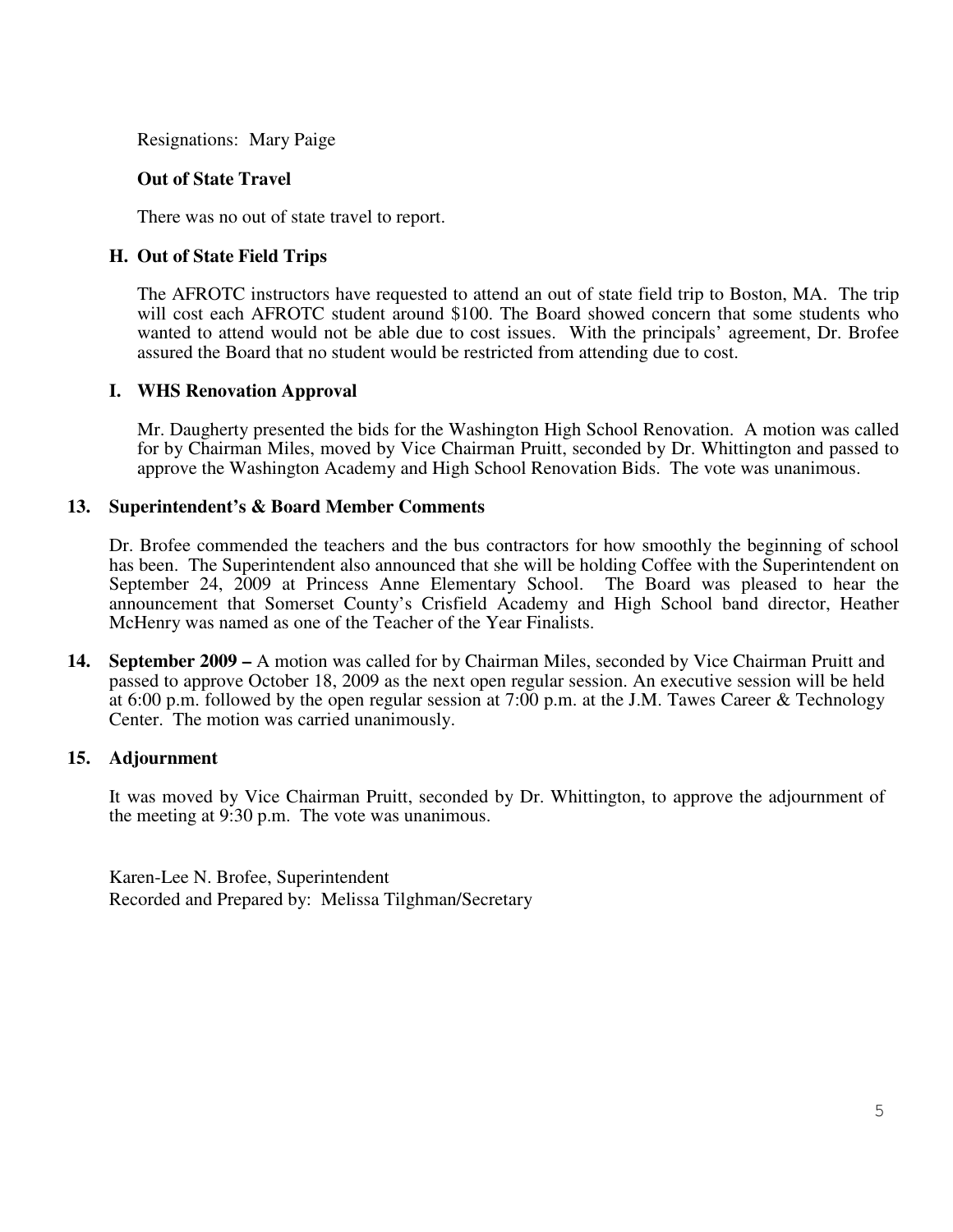Resignations: Mary Paige

**Out of State Travel**

There was no out of state travel to report.

**H. Out of State Field Trips**

The AFROTC instructors have requested to attend an out of state field trip to Boston, MA. The trip will cost each AFROTC student around $100. The Board showed concern that some students who wanted to attend would not be able due to cost issues. With the principals' agreement, Dr. Brofee assured the Board that no student would be restricted from attending due to cost.

**I. WHS Renovation Approval**

Mr. Daugherty presented the bids for the Washington High School Renovation. A motion was called for by Chairman Miles, moved by Vice Chairman Pruitt, seconded by Dr. Whittington and passed to approve the Washington Academy and High School Renovation Bids. The vote was unanimous.

**13. Superintendent's & Board Member Comments**

Dr. Brofee commended the teachers and the bus contractors for how smoothly the beginning of school has been. The Superintendent also announced that she will be holding Coffee with the Superintendent on September 24, 2009 at Princess Anne Elementary School. The Board was pleased to hear the announcement that Somerset County's Crisfield Academy and High School band director, Heather McHenry was named as one of the Teacher of the Year Finalists.

**14. September 2009 –** A motion was called for by Chairman Miles, seconded by Vice Chairman Pruitt and passed to approve October 18, 2009 as the next open regular session. An executive session will be held at 6:00 p.m. followed by the open regular session at 7:00 p.m. at the J.M. Tawes Career & Technology Center. The motion was carried unanimously.

**15. Adjournment**

It was moved by Vice Chairman Pruitt, seconded by Dr. Whittington, to approve the adjournment of the meeting at 9:30 p.m. The vote was unanimous.

Karen-Lee N. Brofee, Superintendent
Recorded and Prepared by: Melissa Tilghman/Secretary